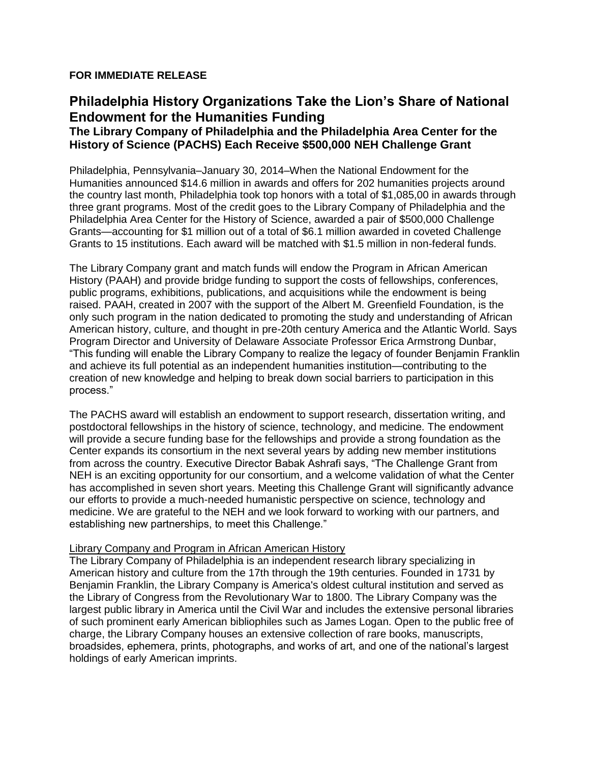**FOR IMMEDIATE RELEASE**

# Philadelphia History Organizations Take the Lion's Share of National Endowment for the Humanities Funding

### The Library Company of Philadelphia and the Philadelphia Area Center for the History of Science (PACHS) Each Receive $500,000 NEH Challenge Grant

Philadelphia, Pennsylvania–January 30, 2014–When the National Endowment for the Humanities announced $14.6 million in awards and offers for 202 humanities projects around the country last month, Philadelphia took top honors with a total of $1,085,00 in awards through three grant programs. Most of the credit goes to the Library Company of Philadelphia and the Philadelphia Area Center for the History of Science, awarded a pair of $500,000 Challenge Grants—accounting for $1 million out of a total of $6.1 million awarded in coveted Challenge Grants to 15 institutions. Each award will be matched with $1.5 million in non-federal funds.

The Library Company grant and match funds will endow the Program in African American History (PAAH) and provide bridge funding to support the costs of fellowships, conferences, public programs, exhibitions, publications, and acquisitions while the endowment is being raised. PAAH, created in 2007 with the support of the Albert M. Greenfield Foundation, is the only such program in the nation dedicated to promoting the study and understanding of African American history, culture, and thought in pre-20th century America and the Atlantic World. Says Program Director and University of Delaware Associate Professor Erica Armstrong Dunbar, "This funding will enable the Library Company to realize the legacy of founder Benjamin Franklin and achieve its full potential as an independent humanities institution—contributing to the creation of new knowledge and helping to break down social barriers to participation in this process."

The PACHS award will establish an endowment to support research, dissertation writing, and postdoctoral fellowships in the history of science, technology, and medicine. The endowment will provide a secure funding base for the fellowships and provide a strong foundation as the Center expands its consortium in the next several years by adding new member institutions from across the country. Executive Director Babak Ashrafi says, "The Challenge Grant from NEH is an exciting opportunity for our consortium, and a welcome validation of what the Center has accomplished in seven short years. Meeting this Challenge Grant will significantly advance our efforts to provide a much-needed humanistic perspective on science, technology and medicine. We are grateful to the NEH and we look forward to working with our partners, and establishing new partnerships, to meet this Challenge."

<u>Library Company and Program in African American History</u>

The Library Company of Philadelphia is an independent research library specializing in American history and culture from the 17th through the 19th centuries. Founded in 1731 by Benjamin Franklin, the Library Company is America's oldest cultural institution and served as the Library of Congress from the Revolutionary War to 1800. The Library Company was the largest public library in America until the Civil War and includes the extensive personal libraries of such prominent early American bibliophiles such as James Logan. Open to the public free of charge, the Library Company houses an extensive collection of rare books, manuscripts, broadsides, ephemera, prints, photographs, and works of art, and one of the national's largest holdings of early American imprints.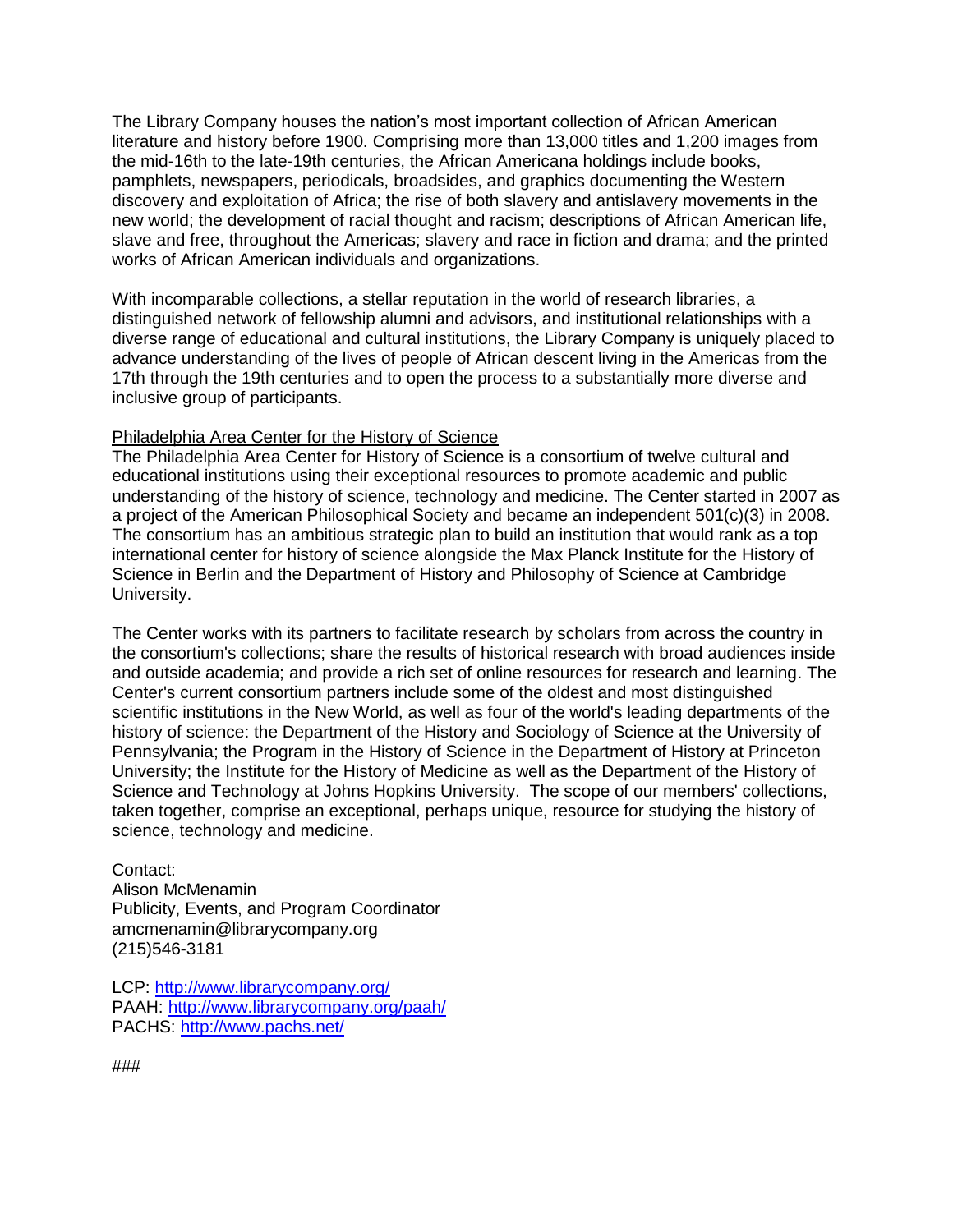The Library Company houses the nation's most important collection of African American literature and history before 1900. Comprising more than 13,000 titles and 1,200 images from the mid-16th to the late-19th centuries, the African Americana holdings include books, pamphlets, newspapers, periodicals, broadsides, and graphics documenting the Western discovery and exploitation of Africa; the rise of both slavery and antislavery movements in the new world; the development of racial thought and racism; descriptions of African American life, slave and free, throughout the Americas; slavery and race in fiction and drama; and the printed works of African American individuals and organizations.

With incomparable collections, a stellar reputation in the world of research libraries, a distinguished network of fellowship alumni and advisors, and institutional relationships with a diverse range of educational and cultural institutions, the Library Company is uniquely placed to advance understanding of the lives of people of African descent living in the Americas from the 17th through the 19th centuries and to open the process to a substantially more diverse and inclusive group of participants.

Philadelphia Area Center for the History of Science

The Philadelphia Area Center for History of Science is a consortium of twelve cultural and educational institutions using their exceptional resources to promote academic and public understanding of the history of science, technology and medicine. The Center started in 2007 as a project of the American Philosophical Society and became an independent 501(c)(3) in 2008. The consortium has an ambitious strategic plan to build an institution that would rank as a top international center for history of science alongside the Max Planck Institute for the History of Science in Berlin and the Department of History and Philosophy of Science at Cambridge University.

The Center works with its partners to facilitate research by scholars from across the country in the consortium's collections; share the results of historical research with broad audiences inside and outside academia; and provide a rich set of online resources for research and learning. The Center's current consortium partners include some of the oldest and most distinguished scientific institutions in the New World, as well as four of the world's leading departments of the history of science: the Department of the History and Sociology of Science at the University of Pennsylvania; the Program in the History of Science in the Department of History at Princeton University; the Institute for the History of Medicine as well as the Department of the History of Science and Technology at Johns Hopkins University. The scope of our members' collections, taken together, comprise an exceptional, perhaps unique, resource for studying the history of science, technology and medicine.

Contact:
Alison McMenamin
Publicity, Events, and Program Coordinator
amcmenamin@librarycompany.org
(215)546-3181

LCP: http://www.librarycompany.org/
PAAH: http://www.librarycompany.org/paah/
PACHS: http://www.pachs.net/

###